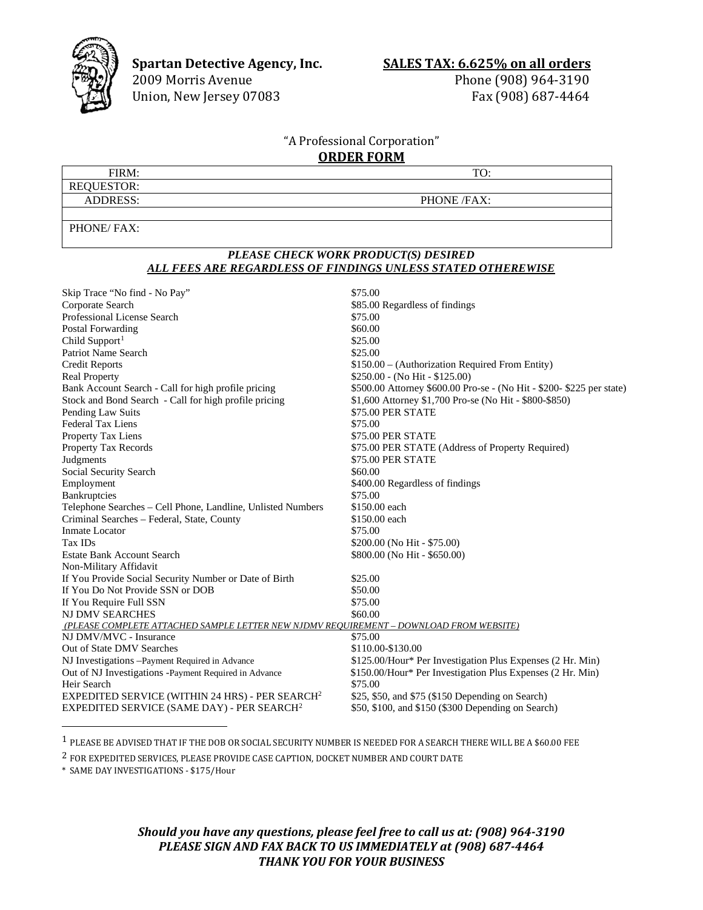**Spartan Detective Agency, Inc.**
2009 Morris Avenue
Union, New Jersey 07083

**SALES TAX: 6.625% on all orders**
Phone (908) 964-3190
Fax (908) 687-4464

"A Professional Corporation"

## ORDER FORM

| FIRM: | TO: |
|---|---|
| REQUESTOR: | |
| ADDRESS: | PHONE /FAX: |
| | |
| PHONE/ FAX: | |

***PLEASE CHECK WORK PRODUCT(S) DESIRED***
***ALL FEES ARE REGARDLESS OF FINDINGS UNLESS STATED OTHEREWISE***

| Service | Fee |
|---|---|
| Skip Trace "No find - No Pay" | $75.00 |
| Corporate Search | $85.00 Regardless of findings |
| Professional License Search | $75.00 |
| Postal Forwarding | $60.00 |
| Child Support[1] | $25.00 |
| Patriot Name Search | $25.00 |
| Credit Reports | $150.00 – (Authorization Required From Entity) |
| Real Property | $250.00 - (No Hit - $125.00) |
| Bank Account Search - Call for high profile pricing | $500.00 Attorney $600.00 Pro-se - (No Hit - $200- $225 per state) |
| Stock and Bond Search - Call for high profile pricing | $1,600 Attorney $1,700 Pro-se (No Hit - $800-$850) |
| Pending Law Suits | $75.00 PER STATE |
| Federal Tax Liens | $75.00 |
| Property Tax Liens | $75.00 PER STATE |
| Property Tax Records | $75.00 PER STATE (Address of Property Required) |
| Judgments | $75.00 PER STATE |
| Social Security Search | $60.00 |
| Employment | $400.00 Regardless of findings |
| Bankruptcies | $75.00 |
| Telephone Searches – Cell Phone, Landline, Unlisted Numbers | $150.00 each |
| Criminal Searches – Federal, State, County | $150.00 each |
| Inmate Locator | $75.00 |
| Tax IDs | $200.00 (No Hit - $75.00) |
| Estate Bank Account Search | $800.00 (No Hit - $650.00) |
| Non-Military Affidavit | |
| If You Provide Social Security Number or Date of Birth | $25.00 |
| If You Do Not Provide SSN or DOB | $50.00 |
| If You Require Full SSN | $75.00 |
| NJ DMV SEARCHES | $60.00 |
| *(PLEASE COMPLETE ATTACHED SAMPLE LETTER NEW NJDMV REQUIREMENT – DOWNLOAD FROM WEBSITE)* | |
| NJ DMV/MVC - Insurance | $75.00 |
| Out of State DMV Searches | $110.00-$130.00 |
| NJ Investigations –Payment Required in Advance | $125.00/Hour* Per Investigation Plus Expenses (2 Hr. Min) |
| Out of NJ Investigations -Payment Required in Advance | $150.00/Hour* Per Investigation Plus Expenses (2 Hr. Min) |
| Heir Search | $75.00 |
| EXPEDITED SERVICE (WITHIN 24 HRS) - PER SEARCH[2] | $25, $50, and $75 ($150 Depending on Search) |
| EXPEDITED SERVICE (SAME DAY) - PER SEARCH[2] | $50, $100, and $150 ($300 Depending on Search) |

[1] PLEASE BE ADVISED THAT IF THE DOB OR SOCIAL SECURITY NUMBER IS NEEDED FOR A SEARCH THERE WILL BE A $60.00 FEE

[2] FOR EXPEDITED SERVICES, PLEASE PROVIDE CASE CAPTION, DOCKET NUMBER AND COURT DATE

\* SAME DAY INVESTIGATIONS - $175/Hour

***Should you have any questions, please feel free to call us at: (908) 964-3190***
***PLEASE SIGN AND FAX BACK TO US IMMEDIATELY at (908) 687-4464***
***THANK YOU FOR YOUR BUSINESS***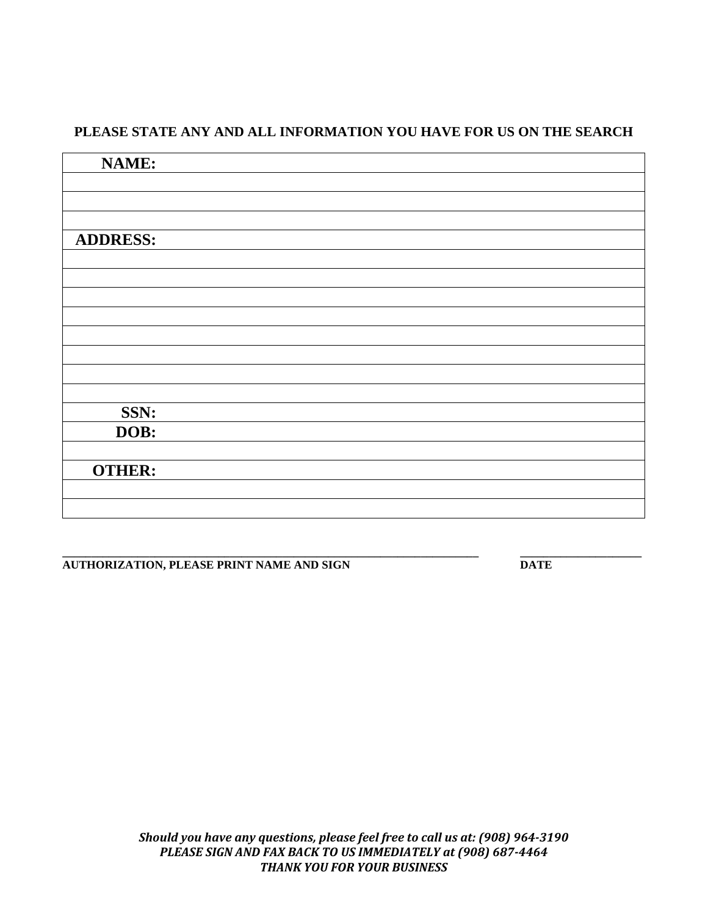**PLEASE STATE ANY AND ALL INFORMATION YOU HAVE FOR US ON THE SEARCH**

| | |
|---|---|
| **NAME:** | |
| | |
| | |
| | |
| **ADDRESS:** | |
| | |
| | |
| | |
| | |
| | |
| | |
| | |
| | |
| **SSN:** | |
| **DOB:** | |
| | |
| **OTHER:** | |
| | |
| | |

\_\_\_\_\_\_\_\_\_\_\_\_\_\_\_\_\_\_\_\_\_\_\_\_\_\_\_\_\_\_\_\_\_\_\_\_\_\_\_\_\_\_\_\_\_\_\_\_\_\_\_\_\_\_\_\_\_\_\_\_ \_\_\_\_\_\_\_\_\_\_\_\_\_\_\_\_\_\_\_\_

**AUTHORIZATION, PLEASE PRINT NAME AND SIGN** **DATE**

***Should you have any questions, please feel free to call us at: (908) 964-3190***
***PLEASE SIGN AND FAX BACK TO US IMMEDIATELY at (908) 687-4464***
***THANK YOU FOR YOUR BUSINESS***